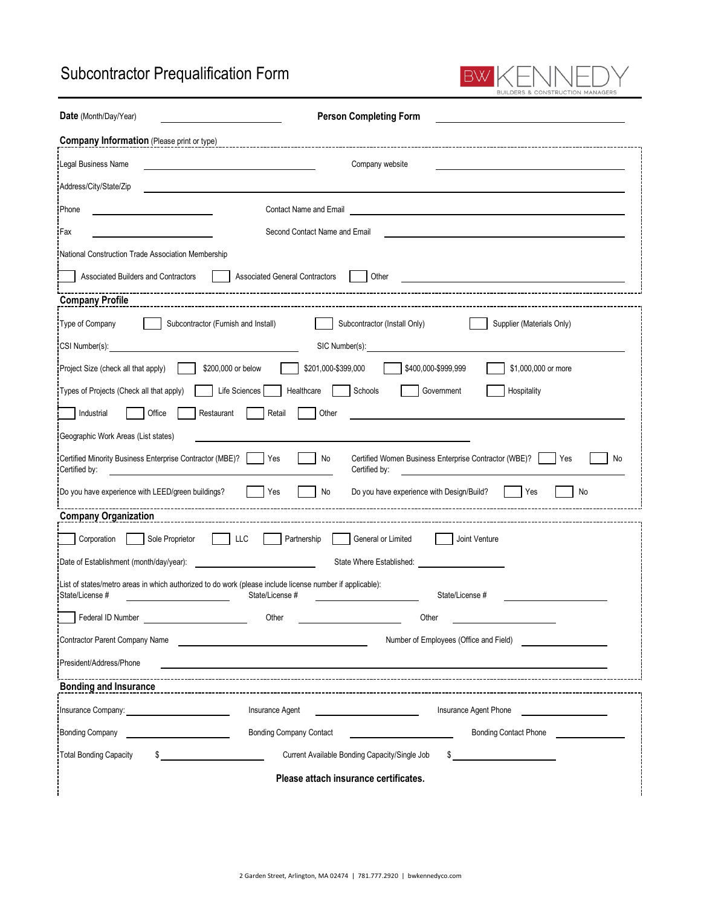# Subcontractor Prequalification Form

BW KENNEDY
BUILDERS & CONSTRUCTION MANAGERS

**Date** (Month/Day/Year) ____________ **Person Completing Form** ____________

## Company Information (Please print or type)

Legal Business Name ____________ Company website ____________

Address/City/State/Zip ____________

Phone ____________ Contact Name and Email ____________

Fax ____________ Second Contact Name and Email ____________

National Construction Trade Association Membership

☐ Associated Builders and Contractors ☐ Associated General Contractors ☐ Other ____________

## Company Profile

Type of Company ☐ Subcontractor (Furnish and Install) ☐ Subcontractor (Install Only) ☐ Supplier (Materials Only)

CSI Number(s): ____________ SIC Number(s): ____________

Project Size (check all that apply) ☐ $200,000 or below ☐ $201,000-$399,000 ☐ $400,000-$999,999 ☐ $1,000,000 or more

Types of Projects (Check all that apply) ☐ Life Sciences ☐ Healthcare ☐ Schools ☐ Government ☐ Hospitality

☐ Industrial ☐ Office ☐ Restaurant ☐ Retail ☐ Other ____________

Geographic Work Areas (List states) ____________

Certified Minority Business Enterprise Contractor (MBE)? ☐ Yes ☐ No
Certified by: ____________

Certified Women Business Enterprise Contractor (WBE)? ☐ Yes ☐ No
Certified by: ____________

Do you have experience with LEED/green buildings? ☐ Yes ☐ No

Do you have experience with Design/Build? ☐ Yes ☐ No

## Company Organization

☐ Corporation ☐ Sole Proprietor ☐ LLC ☐ Partnership ☐ General or Limited ☐ Joint Venture

Date of Establishment (month/day/year): ____________ State Where Established: ____________

List of states/metro areas in which authorized to do work (please include license number if applicable):
State/License # ____________ State/License # ____________ State/License # ____________

☐ Federal ID Number ____________ Other ____________ Other ____________

Contractor Parent Company Name ____________ Number of Employees (Office and Field) ____________

President/Address/Phone ____________

## Bonding and Insurance

Insurance Company: ____________ Insurance Agent ____________ Insurance Agent Phone ____________

Bonding Company ____________ Bonding Company Contact ____________ Bonding Contact Phone ____________

Total Bonding Capacity $ ____________ Current Available Bonding Capacity/Single Job $ ____________

**Please attach insurance certificates.**

2 Garden Street, Arlington, MA 02474 | 781.777.2920 | bwkennedyco.com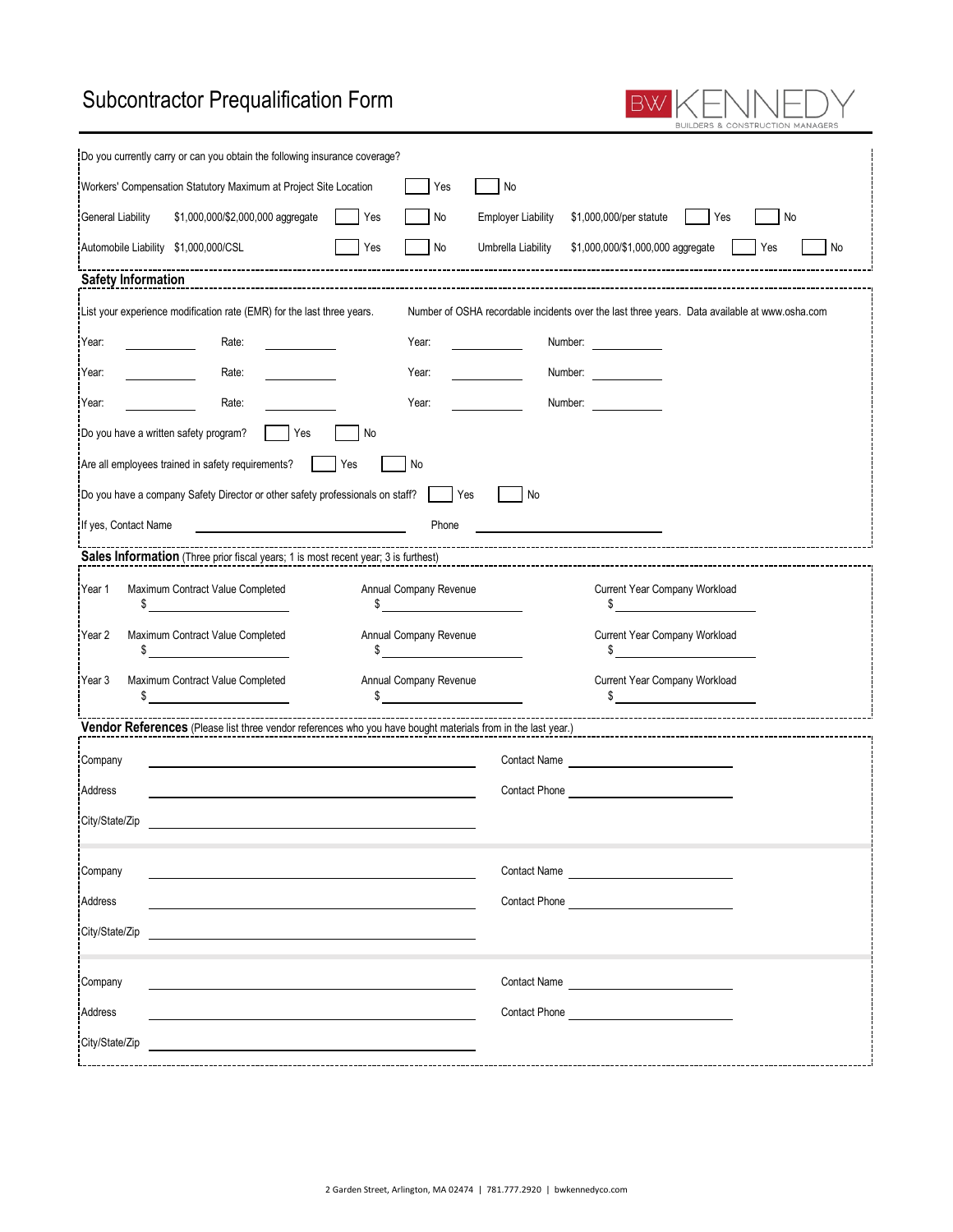# Subcontractor Prequalification Form

Do you currently carry or can you obtain the following insurance coverage?

Workers' Compensation Statutory Maximum at Project Site Location ☐ Yes ☐ No

General Liability $1,000,000/$2,000,000 aggregate ☐ Yes ☐ No Employer Liability $1,000,000/per statute ☐ Yes ☐ No

Automobile Liability $1,000,000/CSL ☐ Yes ☐ No Umbrella Liability $1,000,000/$1,000,000 aggregate ☐ Yes ☐ No

## Safety Information

| List your experience modification rate (EMR) for the last three years. | | Number of OSHA recordable incidents over the last three years. Data available at www.osha.com | |
|---|---|---|---|
| Year: ______ | Rate: ______ | Year: ______ | Number: ______ |
| Year: ______ | Rate: ______ | Year: ______ | Number: ______ |
| Year: ______ | Rate: ______ | Year: ______ | Number: ______ |

Do you have a written safety program? ☐ Yes ☐ No

Are all employees trained in safety requirements? ☐ Yes ☐ No

Do you have a company Safety Director or other safety professionals on staff? ☐ Yes ☐ No

If yes, Contact Name ____________________ Phone ____________________

## Sales Information (Three prior fiscal years; 1 is most recent year; 3 is furthest)

| | Maximum Contract Value Completed | Annual Company Revenue | Current Year Company Workload |
|---|---|---|---|
| Year 1 | $ ______ | $ ______ | $ ______ |
| Year 2 | $ ______ | $ ______ | $ ______ |
| Year 3 | $ ______ | $ ______ | $ ______ |

## Vendor References (Please list three vendor references who you have bought materials from in the last year.)

Company ____________________ Contact Name ____________________

Address ____________________ Contact Phone ____________________

City/State/Zip ____________________

Company ____________________ Contact Name ____________________

Address ____________________ Contact Phone ____________________

City/State/Zip ____________________

Company ____________________ Contact Name ____________________

Address ____________________ Contact Phone ____________________

City/State/Zip ____________________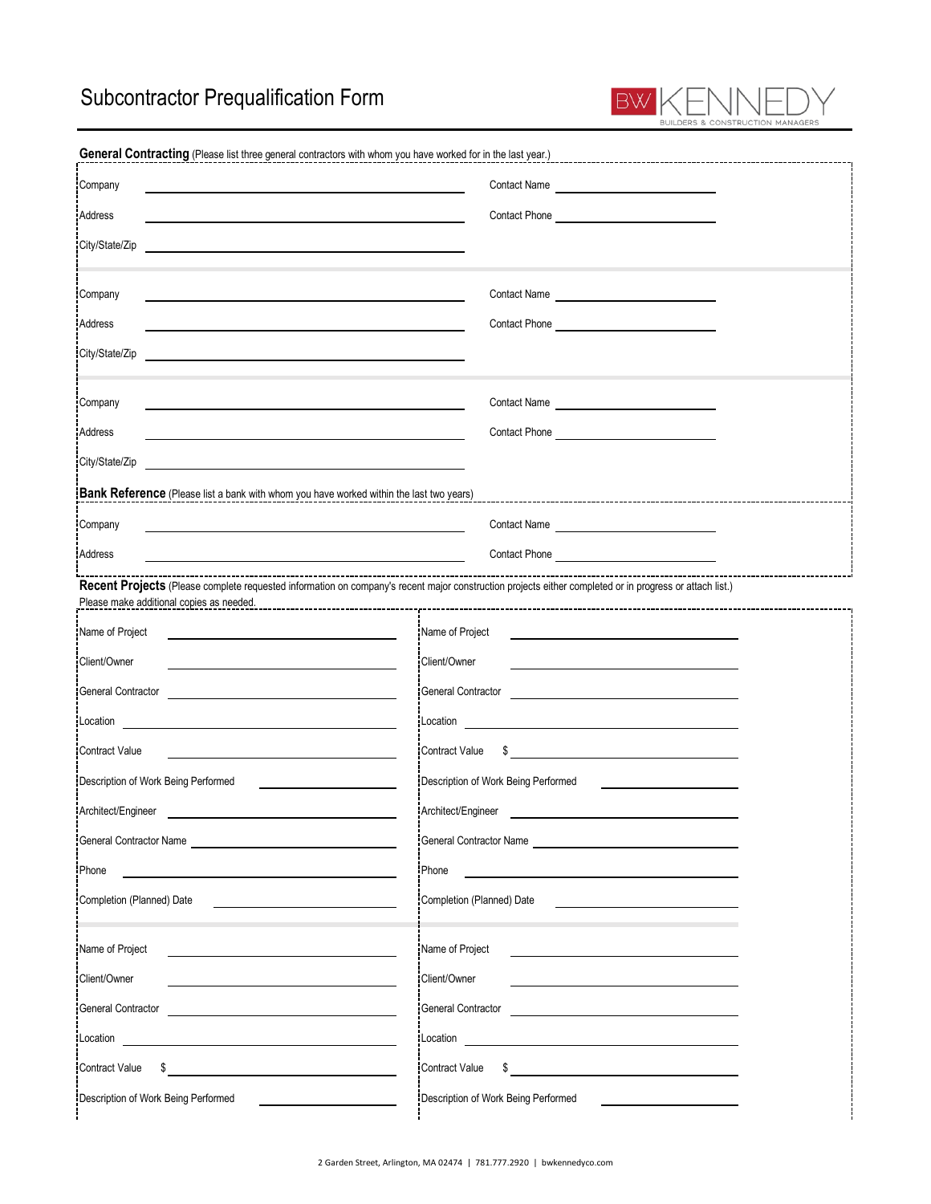# Subcontractor Prequalification Form

BW KENNEDY
BUILDERS & CONSTRUCTION MANAGERS

**General Contracting** (Please list three general contractors with whom you have worked for in the last year.)

Company ______________________ Contact Name ______________________

Address ______________________ Contact Phone ______________________

City/State/Zip ______________________

Company ______________________ Contact Name ______________________

Address ______________________ Contact Phone ______________________

City/State/Zip ______________________

Company ______________________ Contact Name ______________________

Address ______________________ Contact Phone ______________________

City/State/Zip ______________________

**Bank Reference** (Please list a bank with whom you have worked within the last two years)

Company ______________________ Contact Name ______________________

Address ______________________ Contact Phone ______________________

**Recent Projects** (Please complete requested information on company's recent major construction projects either completed or in progress or attach list.)
Please make additional copies as needed.

Name of Project ______________________

Client/Owner ______________________

General Contractor ______________________

Location ______________________

Contract Value ______________________

Description of Work Being Performed ______________________

Architect/Engineer ______________________

General Contractor Name ______________________

Phone ______________________

Completion (Planned) Date ______________________

Name of Project ______________________

Client/Owner ______________________

General Contractor ______________________

Location ______________________

Contract Value $ ______________________

Description of Work Being Performed ______________________

Architect/Engineer ______________________

General Contractor Name ______________________

Phone ______________________

Completion (Planned) Date ______________________

Name of Project ______________________

Client/Owner ______________________

General Contractor ______________________

Location ______________________

Contract Value $ ______________________

Description of Work Being Performed ______________________

Name of Project ______________________

Client/Owner ______________________

General Contractor ______________________

Location ______________________

Contract Value $ ______________________

Description of Work Being Performed ______________________

2 Garden Street, Arlington, MA 02474 | 781.777.2920 | bwkennedyco.com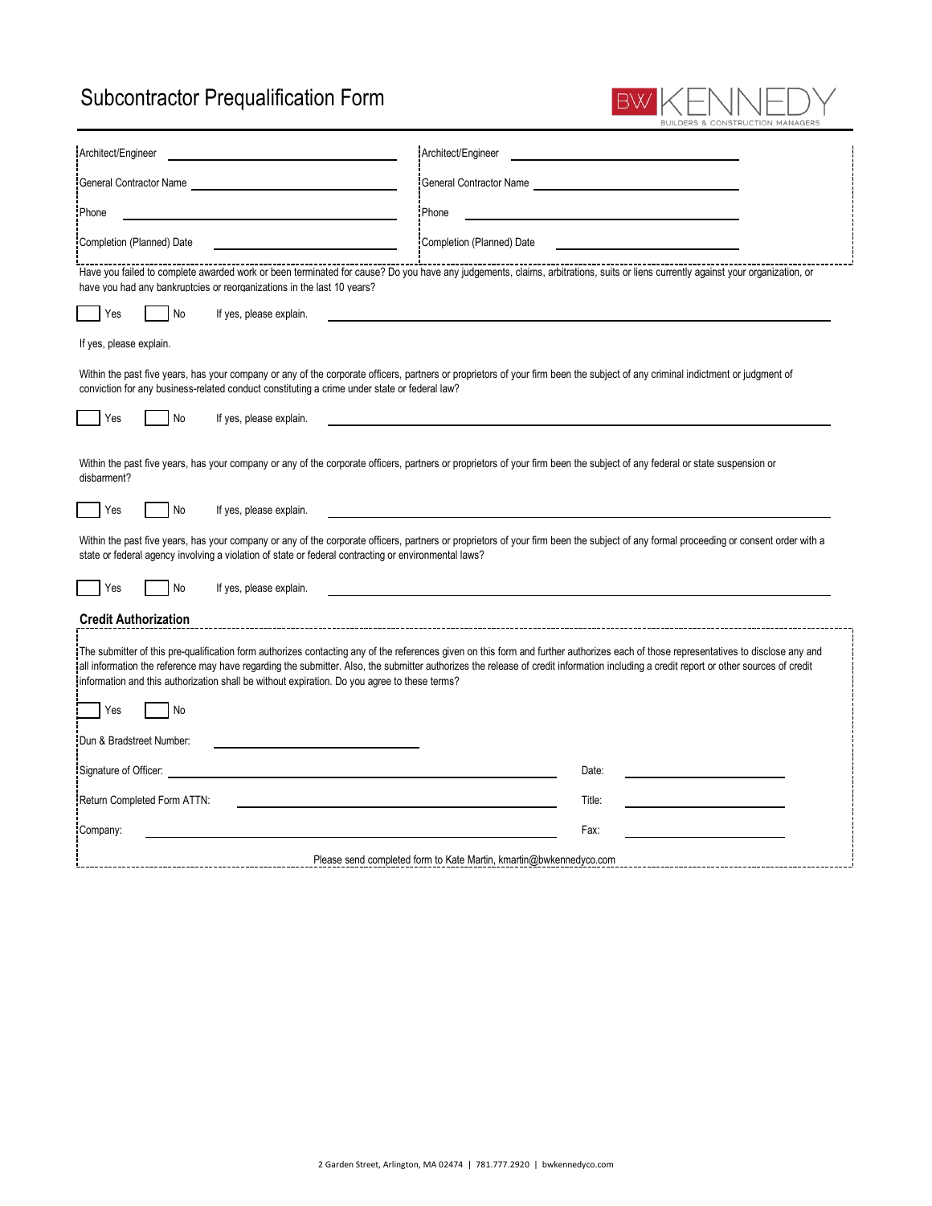# Subcontractor Prequalification Form

BW KENNEDY
BUILDERS & CONSTRUCTION MANAGERS

| | |
|---|---|
| Architect/Engineer ______ | Architect/Engineer ______ |
| General Contractor Name ______ | General Contractor Name ______ |
| Phone ______ | Phone ______ |
| Completion (Planned) Date ______ | Completion (Planned) Date ______ |

Have you failed to complete awarded work or been terminated for cause? Do you have any judgements, claims, arbitrations, suits or liens currently against your organization, or have you had any bankruptcies or reorganizations in the last 10 years?

☐ Yes ☐ No If yes, please explain. ______

If yes, please explain.

Within the past five years, has your company or any of the corporate officers, partners or proprietors of your firm been the subject of any criminal indictment or judgment of conviction for any business-related conduct constituting a crime under state or federal law?

☐ Yes ☐ No If yes, please explain. ______

Within the past five years, has your company or any of the corporate officers, partners or proprietors of your firm been the subject of any federal or state suspension or disbarment?

☐ Yes ☐ No If yes, please explain. ______

Within the past five years, has your company or any of the corporate officers, partners or proprietors of your firm been the subject of any formal proceeding or consent order with a state or federal agency involving a violation of state or federal contracting or environmental laws?

☐ Yes ☐ No If yes, please explain. ______

## Credit Authorization

The submitter of this pre-qualification form authorizes contacting any of the references given on this form and further authorizes each of those representatives to disclose any and all information the reference may have regarding the submitter. Also, the submitter authorizes the release of credit information including a credit report or other sources of credit information and this authorization shall be without expiration. Do you agree to these terms?

☐ Yes ☐ No

Dun & Bradstreet Number: ______

Signature of Officer: ______ Date: ______

Return Completed Form ATTN: ______ Title: ______

Company: ______ Fax: ______

Please send completed form to Kate Martin, kmartin@bwkennedyco.com

2 Garden Street, Arlington, MA 02474 | 781.777.2920 | bwkennedyco.com